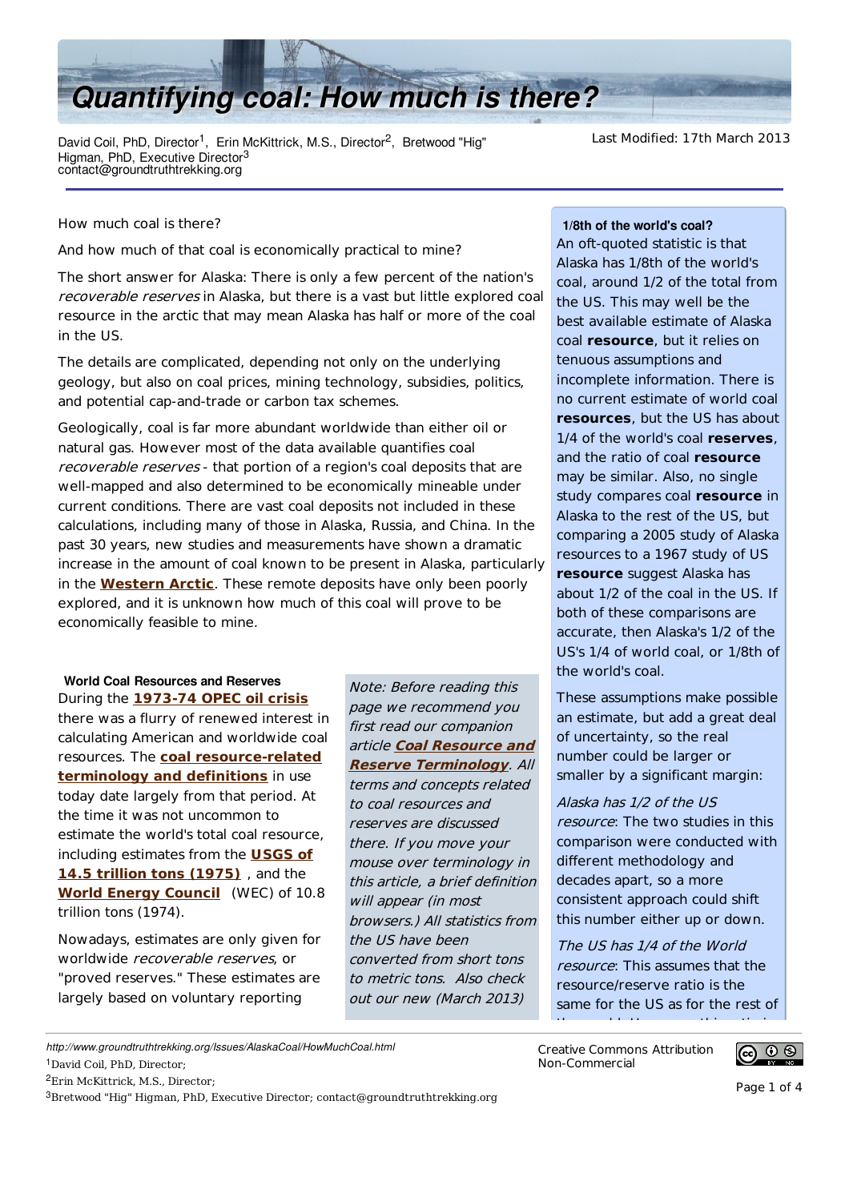# Quantifying coal: How much is there?

David Coil, PhD, Director[1], Erin McKittrick, M.S., Director[2], Bretwood "Hig" Higman, PhD, Executive Director[3]
contact@groundtruthtrekking.org

Last Modified: 17th March 2013

How much coal is there?

And how much of that coal is economically practical to mine?

The short answer for Alaska: There is only a few percent of the nation's *recoverable reserves* in Alaska, but there is a vast but little explored coal resource in the arctic that may mean Alaska has half or more of the coal in the US.

The details are complicated, depending not only on the underlying geology, but also on coal prices, mining technology, subsidies, politics, and potential cap-and-trade or carbon tax schemes.

Geologically, coal is far more abundant worldwide than either oil or natural gas. However most of the data available quantifies coal *recoverable reserves* - that portion of a region's coal deposits that are well-mapped and also determined to be economically mineable under current conditions. There are vast coal deposits not included in these calculations, including many of those in Alaska, Russia, and China. In the past 30 years, new studies and measurements have shown a dramatic increase in the amount of coal known to be present in Alaska, particularly in the **Western Arctic**. These remote deposits have only been poorly explored, and it is unknown how much of this coal will prove to be economically feasible to mine.

### 1/8th of the world's coal?

An oft-quoted statistic is that Alaska has 1/8th of the world's coal, around 1/2 of the total from the US. This may well be the best available estimate of Alaska coal **resource**, but it relies on tenuous assumptions and incomplete information. There is no current estimate of world coal **resources**, but the US has about 1/4 of the world's coal **reserves**, and the ratio of coal **resource** may be similar. Also, no single study compares coal **resource** in Alaska to the rest of the US, but comparing a 2005 study of Alaska resources to a 1967 study of US **resource** suggest Alaska has about 1/2 of the coal in the US. If both of these comparisons are accurate, then Alaska's 1/2 of the US's 1/4 of world coal, or 1/8th of the world's coal.

These assumptions make possible an estimate, but add a great deal of uncertainty, so the real number could be larger or smaller by a significant margin:

*Alaska has 1/2 of the US resource*: The two studies in this comparison were conducted with different methodology and decades apart, so a more consistent approach could shift this number either up or down.

*The US has 1/4 of the World resource*: This assumes that the resource/reserve ratio is the same for the US as for the rest of

### World Coal Resources and Reserves

During the **1973-74 OPEC oil crisis** there was a flurry of renewed interest in calculating American and worldwide coal resources. The **coal resource-related terminology and definitions** in use today date largely from that period. At the time it was not uncommon to estimate the world's total coal resource, including estimates from the **USGS of 14.5 trillion tons (1975)** , and the **World Energy Council** (WEC) of 10.8 trillion tons (1974).

Nowadays, estimates are only given for worldwide *recoverable reserves*, or "proved reserves." These estimates are largely based on voluntary reporting

*Note: Before reading this page we recommend you first read our companion article* ***Coal Resource and Reserve Terminology****. All terms and concepts related to coal resources and reserves are discussed there. If you move your mouse over terminology in this article, a brief definition will appear (in most browsers.) All statistics from the US have been converted from short tons to metric tons. Also check out our new (March 2013)*

http://www.groundtruthtrekking.org/Issues/AlaskaCoal/HowMuchCoal.html

[1]David Coil, PhD, Director;
[2]Erin McKittrick, M.S., Director;
[3]Bretwood "Hig" Higman, PhD, Executive Director; contact@groundtruthtrekking.org

Creative Commons Attribution Non-Commercial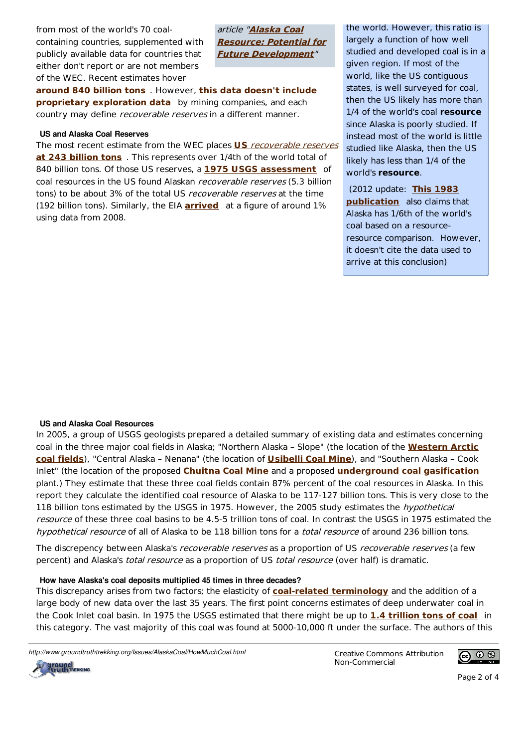from most of the world's 70 coal-containing countries, supplemented with publicly available data for countries that either don't report or are not members of the WEC. Recent estimates hover **around 840 billion tons** . However, **this data doesn't include proprietary exploration data** by mining companies, and each country may define *recoverable reserves* in a different manner.

*article "**Alaska Coal Resource: Potential for Future Development**"*

### US and Alaska Coal Reserves

The most recent estimate from the WEC places **US *recoverable reserves* at 243 billion tons** . This represents over 1/4th of the world total of 840 billion tons. Of those US reserves, a **1975 USGS assessment** of coal resources in the US found Alaskan *recoverable reserves* (5.3 billion tons) to be about 3% of the total US *recoverable reserves* at the time (192 billion tons). Similarly, the EIA **arrived** at a figure of around 1% using data from 2008.

the world. However, this ratio is largely a function of how well studied and developed coal is in a given region. If most of the world, like the US contiguous states, is well surveyed for coal, then the US likely has more than 1/4 of the world's coal **resource** since Alaska is poorly studied. If instead most of the world is little studied like Alaska, then the US likely has less than 1/4 of the world's **resource**.

(2012 update: **This 1983 publication** also claims that Alaska has 1/6th of the world's coal based on a resource-resource comparison. However, it doesn't cite the data used to arrive at this conclusion)

### US and Alaska Coal Resources

In 2005, a group of USGS geologists prepared a detailed summary of existing data and estimates concerning coal in the three major coal fields in Alaska; "Northern Alaska – Slope" (the location of the **Western Arctic coal fields**), "Central Alaska – Nenana" (the location of **Usibelli Coal Mine**), and "Southern Alaska – Cook Inlet" (the location of the proposed **Chuitna Coal Mine** and a proposed **underground coal gasification** plant.) They estimate that these three coal fields contain 87% percent of the coal resources in Alaska. In this report they calculate the identified coal resource of Alaska to be 117-127 billion tons. This is very close to the 118 billion tons estimated by the USGS in 1975. However, the 2005 study estimates the *hypothetical resource* of these three coal basins to be 4.5-5 trillion tons of coal. In contrast the USGS in 1975 estimated the *hypothetical resource* of all of Alaska to be 118 billion tons for a *total resource* of around 236 billion tons.

The discrepency between Alaska's *recoverable reserves* as a proportion of US *recoverable reserves* (a few percent) and Alaska's *total resource* as a proportion of US *total resource* (over half) is dramatic.

### How have Alaska's coal deposits multiplied 45 times in three decades?

This discrepancy arises from two factors; the elasticity of **coal-related terminology** and the addition of a large body of new data over the last 35 years. The first point concerns estimates of deep underwater coal in the Cook Inlet coal basin. In 1975 the USGS estimated that there might be up to **1.4 trillion tons of coal** in this category. The vast majority of this coal was found at 5000-10,000 ft under the surface. The authors of this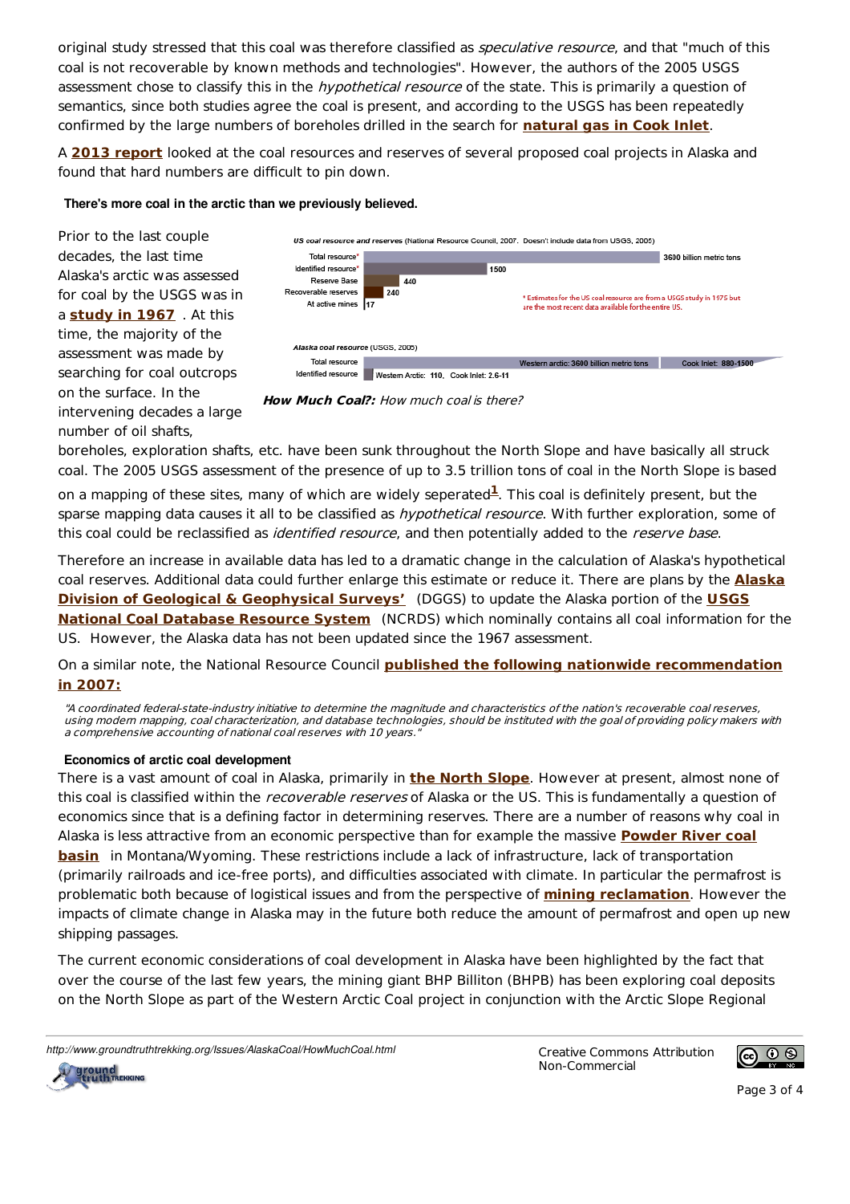original study stressed that this coal was therefore classified as *speculative resource*, and that "much of this coal is not recoverable by known methods and technologies". However, the authors of the 2005 USGS assessment chose to classify this in the *hypothetical resource* of the state. This is primarily a question of semantics, since both studies agree the coal is present, and according to the USGS has been repeatedly confirmed by the large numbers of boreholes drilled in the search for **natural gas in Cook Inlet**.

A **2013 report** looked at the coal resources and reserves of several proposed coal projects in Alaska and found that hard numbers are difficult to pin down.

### There's more coal in the arctic than we previously believed.

*US coal resource and reserves* (National Resource Council, 2007. Doesn't include data from USGS, 2005)

| Category | Amount (billion metric tons) |
|---|---|
| Total resource* | 3600 |
| Identified resource* | 1500 |
| Reserve Base | 440 |
| Recoverable reserves | 240 |
| At active mines | 17 |

\* Estimates for the US coal resource are from a USGS study in 1975 but are the most recent data available for the entire US.

*Alaska coal resource* (USGS, 2005)

| Category | Western arctic | Cook Inlet |
|---|---|---|
| Total resource | 3600 billion metric tons | 880-1500 |
| Identified resource | 110 | 2.6-11 |

**How Much Coal?:** *How much coal is there?*

Prior to the last couple decades, the last time Alaska's arctic was assessed for coal by the USGS was in a **study in 1967** . At this time, the majority of the assessment was made by searching for coal outcrops on the surface. In the intervening decades a large number of oil shafts, boreholes, exploration shafts, etc. have been sunk throughout the North Slope and have basically all struck coal. The 2005 USGS assessment of the presence of up to 3.5 trillion tons of coal in the North Slope is based on a mapping of these sites, many of which are widely seperated[1]. This coal is definitely present, but the sparse mapping data causes it all to be classified as *hypothetical resource*. With further exploration, some of this coal could be reclassified as *identified resource*, and then potentially added to the *reserve base*.

Therefore an increase in available data has led to a dramatic change in the calculation of Alaska's hypothetical coal reserves. Additional data could further enlarge this estimate or reduce it. There are plans by the **Alaska Division of Geological & Geophysical Surveys'** (DGGS) to update the Alaska portion of the **USGS National Coal Database Resource System** (NCRDS) which nominally contains all coal information for the US. However, the Alaska data has not been updated since the 1967 assessment.

On a similar note, the National Resource Council **published the following nationwide recommendation in 2007:**

> *"A coordinated federal-state-industry initiative to determine the magnitude and characteristics of the nation's recoverable coal reserves, using modern mapping, coal characterization, and database technologies, should be instituted with the goal of providing policy makers with a comprehensive accounting of national coal reserves with 10 years."*

### Economics of arctic coal development

There is a vast amount of coal in Alaska, primarily in **the North Slope**. However at present, almost none of this coal is classified within the *recoverable reserves* of Alaska or the US. This is fundamentally a question of economics since that is a defining factor in determining reserves. There are a number of reasons why coal in Alaska is less attractive from an economic perspective than for example the massive **Powder River coal basin** in Montana/Wyoming. These restrictions include a lack of infrastructure, lack of transportation (primarily railroads and ice-free ports), and difficulties associated with climate. In particular the permafrost is problematic both because of logistical issues and from the perspective of **mining reclamation**. However the impacts of climate change in Alaska may in the future both reduce the amount of permafrost and open up new shipping passages.

The current economic considerations of coal development in Alaska have been highlighted by the fact that over the course of the last few years, the mining giant BHP Billiton (BHPB) has been exploring coal deposits on the North Slope as part of the Western Arctic Coal project in conjunction with the Arctic Slope Regional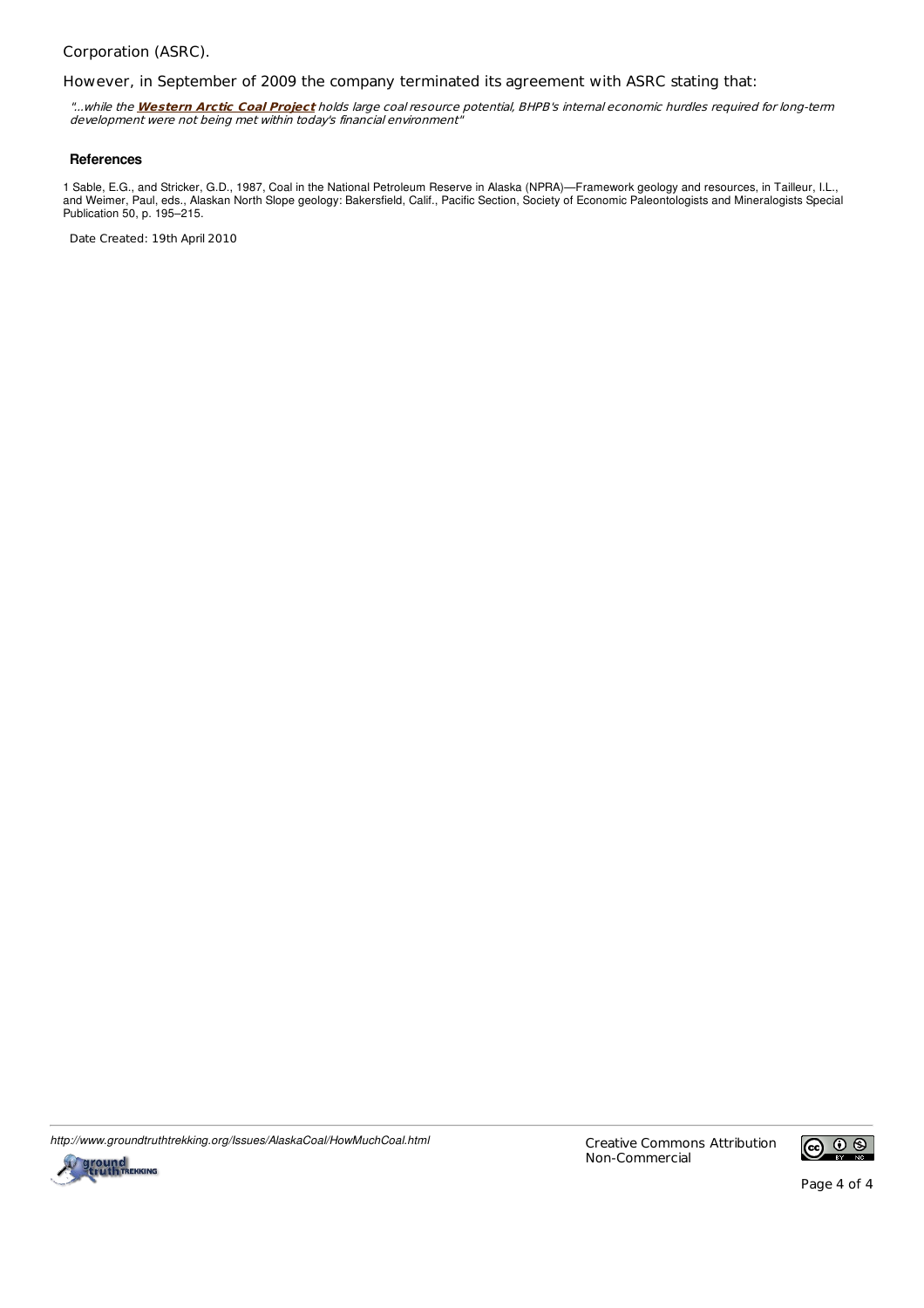Corporation (ASRC).

However, in September of 2009 the company terminated its agreement with ASRC stating that:

*"...while the **Western Arctic Coal Project** holds large coal resource potential, BHPB's internal economic hurdles required for long-term development were not being met within today's financial environment"*

### References

1 Sable, E.G., and Stricker, G.D., 1987, Coal in the National Petroleum Reserve in Alaska (NPRA)—Framework geology and resources, in Tailleur, I.L., and Weimer, Paul, eds., Alaskan North Slope geology: Bakersfield, Calif., Pacific Section, Society of Economic Paleontologists and Mineralogists Special Publication 50, p. 195–215.

Date Created: 19th April 2010